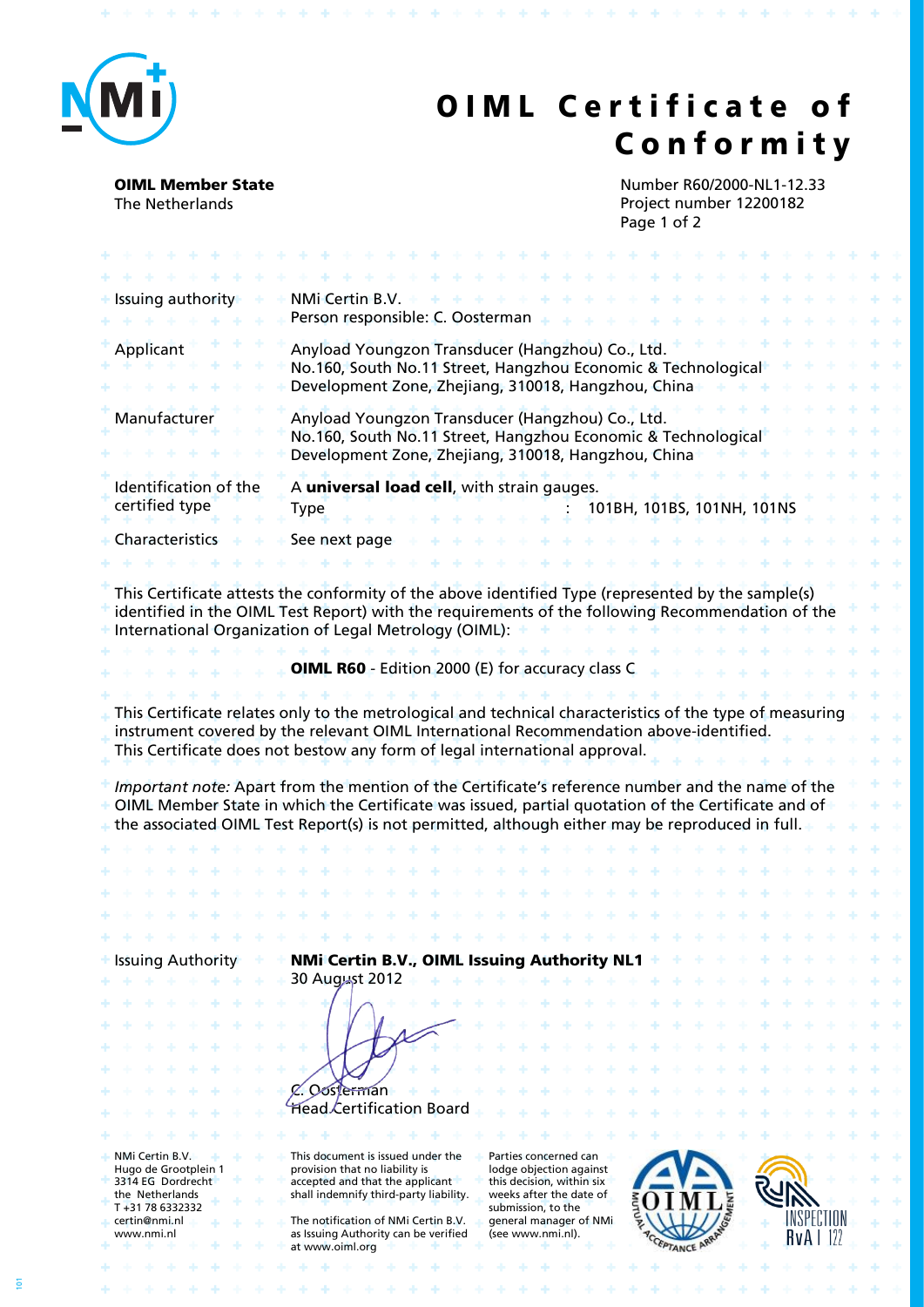# OIML Certificate of Conformity

**OIML Member State**
The Netherlands

Number R60/2000-NL1-12.33
Project number 12200182

| | |
|---|---|
| Issuing authority | NMi Certin B.V.<br>Person responsible: C. Oosterman |
| Applicant | Anyload Youngzon Transducer (Hangzhou) Co., Ltd.<br>No.160, South No.11 Street, Hangzhou Economic & Technological Development Zone, Zhejiang, 310018, Hangzhou, China |
| Manufacturer | Anyload Youngzon Transducer (Hangzhou) Co., Ltd.<br>No.160, South No.11 Street, Hangzhou Economic & Technological Development Zone, Zhejiang, 310018, Hangzhou, China |
| Identification of the certified type | A **universal load cell**, with strain gauges.<br>Type : 101BH, 101BS, 101NH, 101NS |
| Characteristics | See next page |

This Certificate attests the conformity of the above identified Type (represented by the sample(s) identified in the OIML Test Report) with the requirements of the following Recommendation of the International Organization of Legal Metrology (OIML):

**OIML R60** - Edition 2000 (E) for accuracy class C

This Certificate relates only to the metrological and technical characteristics of the type of measuring instrument covered by the relevant OIML International Recommendation above-identified.
This Certificate does not bestow any form of legal international approval.

*Important note:* Apart from the mention of the Certificate's reference number and the name of the OIML Member State in which the Certificate was issued, partial quotation of the Certificate and of the associated OIML Test Report(s) is not permitted, although either may be reproduced in full.

Issuing Authority **NMi Certin B.V., OIML Issuing Authority NL1**
30 August 2012

C. Oosterman
Head Certification Board

NMi Certin B.V.
Hugo de Grootplein 1
3314 EG Dordrecht
the Netherlands
T +31 78 6332332
certin@nmi.nl
www.nmi.nl

This document is issued under the provision that no liability is accepted and that the applicant shall indemnify third-party liability.

The notification of NMi Certin B.V. as Issuing Authority can be verified at www.oiml.org

Parties concerned can lodge objection against this decision, within six weeks after the date of submission, to the general manager of NMi (see www.nmi.nl).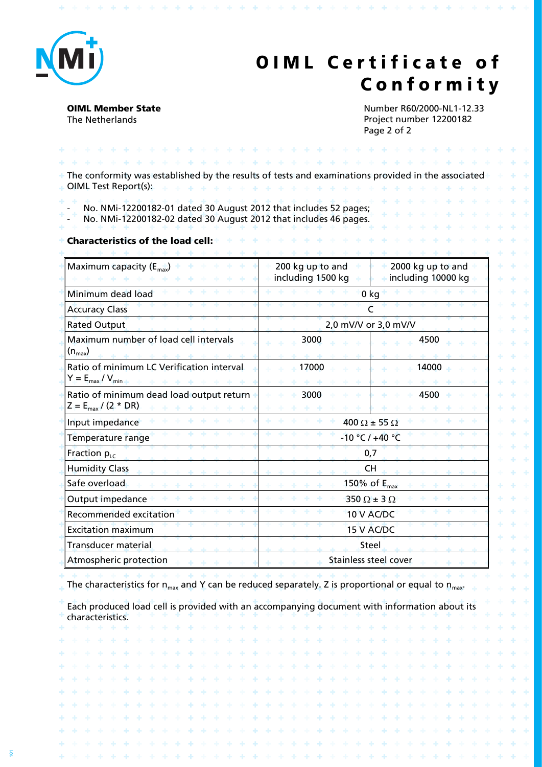# OIML Certificate of Conformity

**OIML Member State**
The Netherlands

Number R60/2000-NL1-12.33
Project number 12200182

The conformity was established by the results of tests and examinations provided in the associated OIML Test Report(s):

- No. NMi-12200182-01 dated 30 August 2012 that includes 52 pages;
- No. NMi-12200182-02 dated 30 August 2012 that includes 46 pages.

**Characteristics of the load cell:**

| | | |
|---|---|---|
| Maximum capacity ($E_{max}$) | 200 kg up to and including 1500 kg | 2000 kg up to and including 10000 kg |
| Minimum dead load | 0 kg | |
| Accuracy Class | C | |
| Rated Output | 2,0 mV/V or 3,0 mV/V | |
| Maximum number of load cell intervals ($n_{max}$) | 3000 | 4500 |
| Ratio of minimum LC Verification interval $Y = E_{max} / V_{min}$ | 17000 | 14000 |
| Ratio of minimum dead load output return $Z = E_{max} / (2 * DR)$ | 3000 | 4500 |
| Input impedance | 400 Ω ± 55 Ω | |
| Temperature range | -10 °C / +40 °C | |
| Fraction $p_{LC}$ | 0,7 | |
| Humidity Class | CH | |
| Safe overload | 150% of $E_{max}$ | |
| Output impedance | 350 Ω ± 3 Ω | |
| Recommended excitation | 10 V AC/DC | |
| Excitation maximum | 15 V AC/DC | |
| Transducer material | Steel | |
| Atmospheric protection | Stainless steel cover | |

The characteristics for $n_{max}$ and Y can be reduced separately. Z is proportional or equal to $n_{max}$.

Each produced load cell is provided with an accompanying document with information about its characteristics.